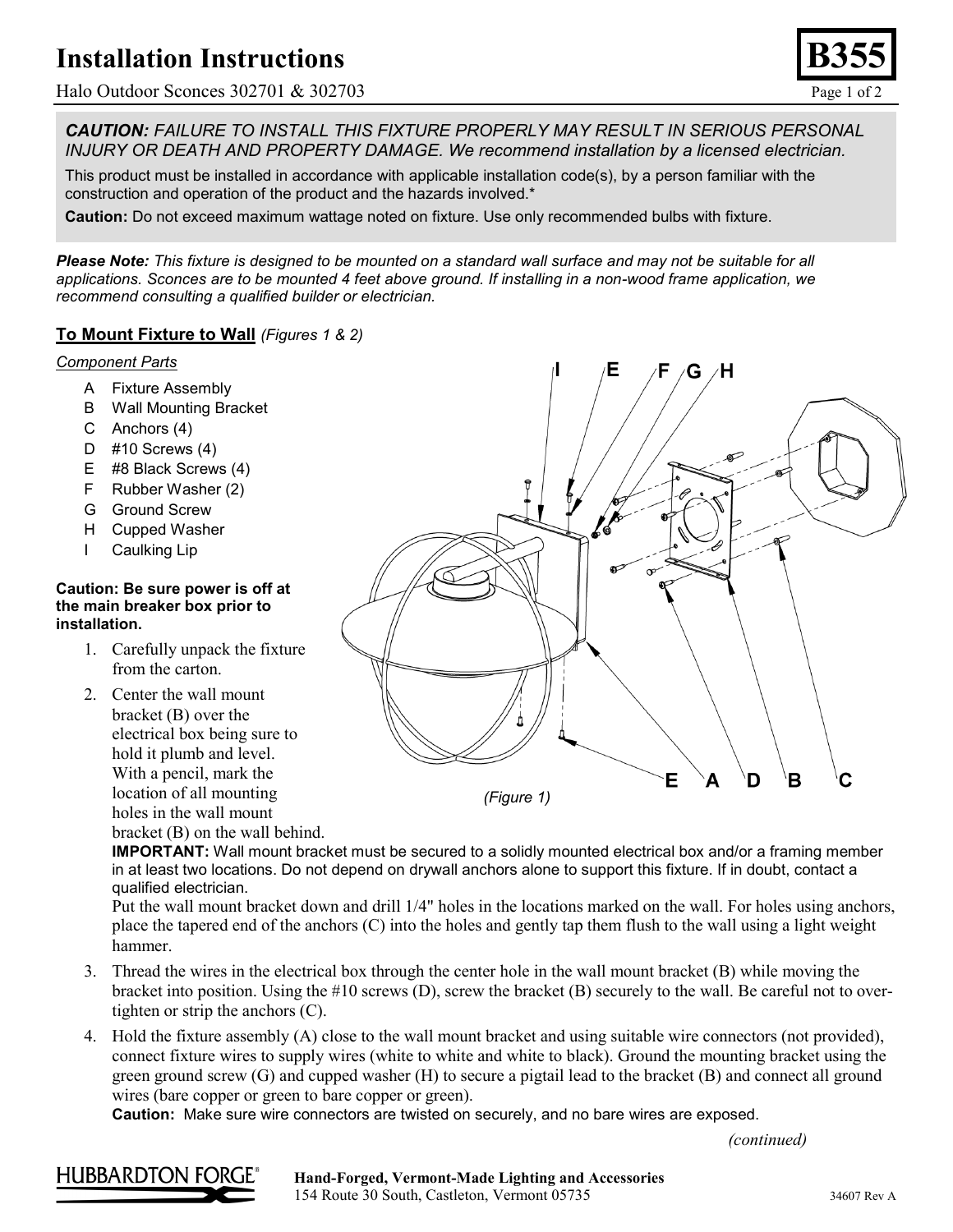# Installation Instructions

Halo Outdoor Sconces 302701 & 302703

**B355**

***CAUTION:** FAILURE TO INSTALL THIS FIXTURE PROPERLY MAY RESULT IN SERIOUS PERSONAL INJURY OR DEATH AND PROPERTY DAMAGE. We recommend installation by a licensed electrician.*

This product must be installed in accordance with applicable installation code(s), by a person familiar with the construction and operation of the product and the hazards involved.*

**Caution:** Do not exceed maximum wattage noted on fixture. Use only recommended bulbs with fixture.

***Please Note:** This fixture is designed to be mounted on a standard wall surface and may not be suitable for all applications. Sconces are to be mounted 4 feet above ground. If installing in a non-wood frame application, we recommend consulting a qualified builder or electrician.*

## To Mount Fixture to Wall *(Figures 1 & 2)*

*Component Parts*

- A Fixture Assembly
- B Wall Mounting Bracket
- C Anchors (4)
- D #10 Screws (4)
- E #8 Black Screws (4)
- F Rubber Washer (2)
- G Ground Screw
- H Cupped Washer
- I Caulking Lip

*(Figure 1)*

**Caution: Be sure power is off at the main breaker box prior to installation.**

1. Carefully unpack the fixture from the carton.
2. Center the wall mount bracket (B) over the electrical box being sure to hold it plumb and level. With a pencil, mark the location of all mounting holes in the wall mount bracket (B) on the wall behind.

   **IMPORTANT:** Wall mount bracket must be secured to a solidly mounted electrical box and/or a framing member in at least two locations. Do not depend on drywall anchors alone to support this fixture. If in doubt, contact a qualified electrician.

   Put the wall mount bracket down and drill 1/4" holes in the locations marked on the wall. For holes using anchors, place the tapered end of the anchors (C) into the holes and gently tap them flush to the wall using a light weight hammer.
3. Thread the wires in the electrical box through the center hole in the wall mount bracket (B) while moving the bracket into position. Using the #10 screws (D), screw the bracket (B) securely to the wall. Be careful not to over-tighten or strip the anchors (C).
4. Hold the fixture assembly (A) close to the wall mount bracket and using suitable wire connectors (not provided), connect fixture wires to supply wires (white to white and white to black). Ground the mounting bracket using the green ground screw (G) and cupped washer (H) to secure a pigtail lead to the bracket (B) and connect all ground wires (bare copper or green to bare copper or green).

   **Caution:** Make sure wire connectors are twisted on securely, and no bare wires are exposed.

*(continued)*

HUBBARDTON FORGE®

**Hand-Forged, Vermont-Made Lighting and Accessories**
154 Route 30 South, Castleton, Vermont 05735

34607 Rev A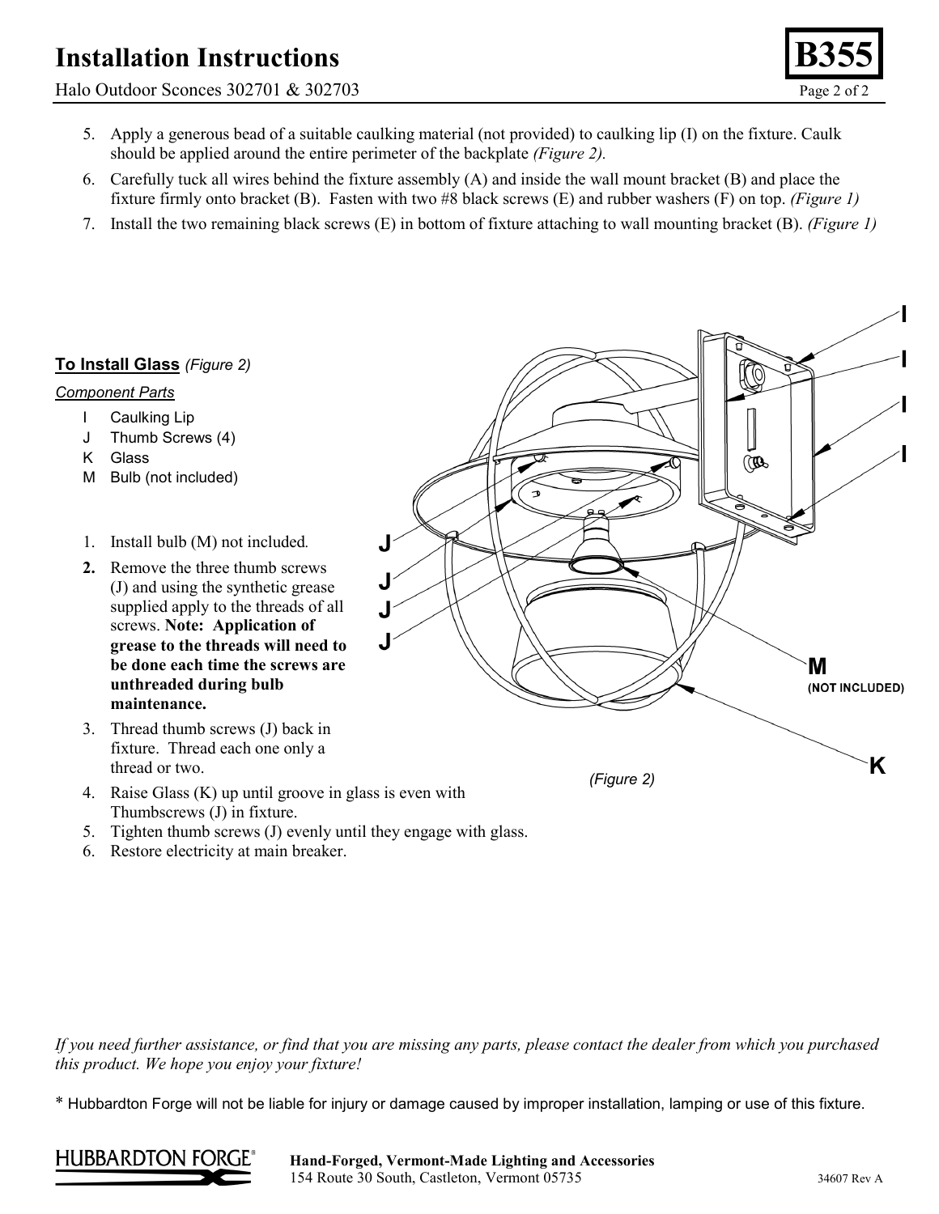5. Apply a generous bead of a suitable caulking material (not provided) to caulking lip (I) on the fixture. Caulk should be applied around the entire perimeter of the backplate *(Figure 2).*
6. Carefully tuck all wires behind the fixture assembly (A) and inside the wall mount bracket (B) and place the fixture firmly onto bracket (B). Fasten with two #8 black screws (E) and rubber washers (F) on top. *(Figure 1)*
7. Install the two remaining black screws (E) in bottom of fixture attaching to wall mounting bracket (B). *(Figure 1)*

## To Install Glass *(Figure 2)*

*Component Parts*

- I Caulking Lip
- J Thumb Screws (4)
- K Glass
- M Bulb (not included)

1. Install bulb (M) not included.
2. Remove the three thumb screws (J) and using the synthetic grease supplied apply to the threads of all screws. **Note: Application of grease to the threads will need to be done each time the screws are unthreaded during bulb maintenance.**
3. Thread thumb screws (J) back in fixture. Thread each one only a thread or two.
4. Raise Glass (K) up until groove in glass is even with Thumbscrews (J) in fixture.
5. Tighten thumb screws (J) evenly until they engage with glass.
6. Restore electricity at main breaker.

I
I
I
I
J
J
J
J
M
(NOT INCLUDED)
K

*(Figure 2)*

*If you need further assistance, or find that you are missing any parts, please contact the dealer from which you purchased this product. We hope you enjoy your fixture!*

* Hubbardton Forge will not be liable for injury or damage caused by improper installation, lamping or use of this fixture.

HUBBARDTON FORGE®

**Hand-Forged, Vermont-Made Lighting and Accessories**
154 Route 30 South, Castleton, Vermont 05735

34607 Rev A